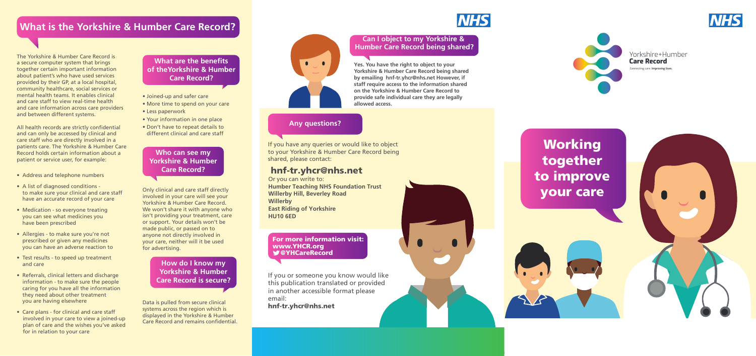# What is the Yorkshire & Humber Care Record?

The Yorkshire & Humber Care Record is a secure computer system that brings together certain important information about patient's who have used services provided by their GP, at a local hospital, community healthcare, social services or mental health teams. It enables clinical and care staff to view real-time health and care information across care providers and between different systems.

All health records are strictly confidential and can only be accessed by clinical and care staff who are directly involved in a patients care. The Yorkshire & Humber Care Record holds certain information about a patient or service user, for example:

- Address and telephone numbers
- A list of diagnosed conditions - to make sure your clinical and care staff have an accurate record of your care
- Medication - so everyone treating you can see what medicines you have been prescribed
- Allergies - to make sure you're not prescribed or given any medicines you can have an adverse reaction to
- Test results - to speed up treatment and care
- Referrals, clinical letters and discharge information - to make sure the people caring for you have all the information they need about other treatment you are having elsewhere
- Care plans - for clinical and care staff involved in your care to view a joined-up plan of care and the wishes you've asked for in relation to your care

## What are the benefits of theYorkshire & Humber Care Record?

- Joined-up and safer care
- More time to spend on your care
- Less paperwork
- Your information in one place
- Don't have to repeat details to different clinical and care staff

## Who can see my Yorkshire & Humber Care Record?

Only clinical and care staff directly involved in your care will see your Yorkshire & Humber Care Record. We won't share it with anyone who isn't providing your treatment, care or support. Your details won't be made public, or passed on to anyone not directly involved in your care, neither will it be used for advertising.

## How do I know my Yorkshire & Humber Care Record is secure?

Data is pulled from secure clinical systems across the region which is displayed in the Yorkshire & Humber Care Record and remains confidential.

NHS

## Can I object to my Yorkshire & Humber Care Record being shared?

**Yes. You have the right to object to your Yorkshire & Humber Care Record being shared by emailing hnf-tr.yhcr@nhs.net However, if staff require access to the information shared on the Yorkshire & Humber Care Record to provide safe individual care they are legally allowed access.**

## Any questions?

If you have any queries or would like to object to your Yorkshire & Humber Care Record being shared, please contact:

**hnf-tr.yhcr@nhs.net**

Or you can write to:
**Humber Teaching NHS Foundation Trust**
**Willerby Hill, Beverley Road**
**Willerby**
**East Riding of Yorkshire**
**HU10 6ED**

**For more information visit:**
**www.YHCR.org**
**@YHCareRecord**

If you or someone you know would like this publication translated or provided in another accessible format please email:
**hnf-tr.yhcr@nhs.net**

NHS

Yorkshire+Humber
**Care Record**
Connecting care. **Improving lives.**

# Working together to improve your care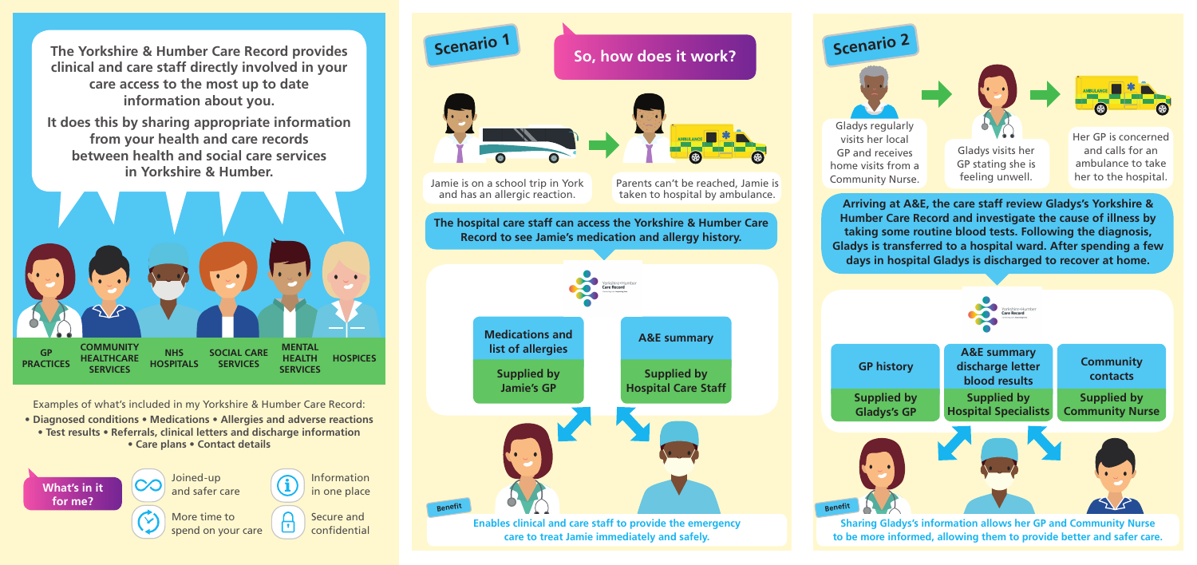The Yorkshire & Humber Care Record provides clinical and care staff directly involved in your care access to the most up to date information about you.

It does this by sharing appropriate information from your health and care records between health and social care services in Yorkshire & Humber.

GP PRACTICES | COMMUNITY HEALTHCARE SERVICES | NHS HOSPITALS | SOCIAL CARE SERVICES | MENTAL HEALTH SERVICES | HOSPICES

Examples of what's included in my Yorkshire & Humber Care Record:

- Diagnosed conditions
- Medications
- Allergies and adverse reactions
- Test results
- Referrals, clinical letters and discharge information
- Care plans
- Contact details

## What's in it for me?

- Joined-up and safer care
- Information in one place
- More time to spend on your care
- Secure and confidential

## Scenario 1

### So, how does it work?

Jamie is on a school trip in York and has an allergic reaction.

Parents can't be reached, Jamie is taken to hospital by ambulance.

**The hospital care staff can access the Yorkshire & Humber Care Record to see Jamie's medication and allergy history.**

Yorkshire+Humber Care Record

| Medications and list of allergies | A&E summary |
|---|---|
| Supplied by Jamie's GP | Supplied by Hospital Care Staff |

Benefit

**Enables clinical and care staff to provide the emergency care to treat Jamie immediately and safely.**

## Scenario 2

Gladys regularly visits her local GP and receives home visits from a Community Nurse.

Gladys visits her GP stating she is feeling unwell.

Her GP is concerned and calls for an ambulance to take her to the hospital.

**Arriving at A&E, the care staff review Gladys's Yorkshire & Humber Care Record and investigate the cause of illness by taking some routine blood tests. Following the diagnosis, Gladys is transferred to a hospital ward. After spending a few days in hospital Gladys is discharged to recover at home.**

Yorkshire+Humber Care Record

| GP history | A&E summary discharge letter blood results | Community contacts |
|---|---|---|
| Supplied by Gladys's GP | Supplied by Hospital Specialists | Supplied by Community Nurse |

Benefit

**Sharing Gladys's information allows her GP and Community Nurse to be more informed, allowing them to provide better and safer care.**